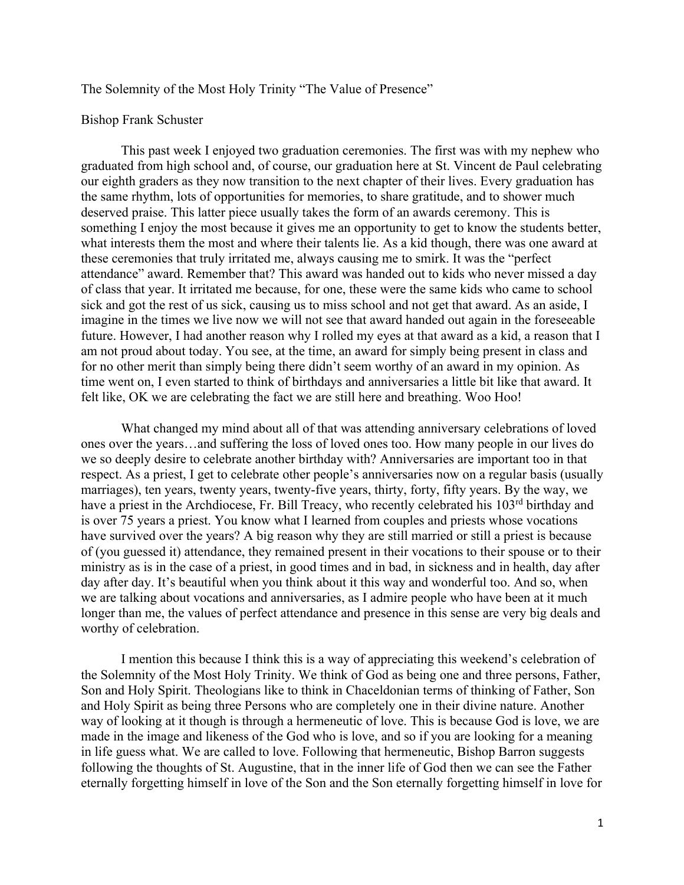The Solemnity of the Most Holy Trinity "The Value of Presence"

Bishop Frank Schuster

This past week I enjoyed two graduation ceremonies. The first was with my nephew who graduated from high school and, of course, our graduation here at St. Vincent de Paul celebrating our eighth graders as they now transition to the next chapter of their lives. Every graduation has the same rhythm, lots of opportunities for memories, to share gratitude, and to shower much deserved praise. This latter piece usually takes the form of an awards ceremony. This is something I enjoy the most because it gives me an opportunity to get to know the students better, what interests them the most and where their talents lie. As a kid though, there was one award at these ceremonies that truly irritated me, always causing me to smirk. It was the "perfect attendance" award. Remember that? This award was handed out to kids who never missed a day of class that year. It irritated me because, for one, these were the same kids who came to school sick and got the rest of us sick, causing us to miss school and not get that award. As an aside, I imagine in the times we live now we will not see that award handed out again in the foreseeable future. However, I had another reason why I rolled my eyes at that award as a kid, a reason that I am not proud about today. You see, at the time, an award for simply being present in class and for no other merit than simply being there didn't seem worthy of an award in my opinion. As time went on, I even started to think of birthdays and anniversaries a little bit like that award. It felt like, OK we are celebrating the fact we are still here and breathing. Woo Hoo!

What changed my mind about all of that was attending anniversary celebrations of loved ones over the years…and suffering the loss of loved ones too. How many people in our lives do we so deeply desire to celebrate another birthday with? Anniversaries are important too in that respect. As a priest, I get to celebrate other people's anniversaries now on a regular basis (usually marriages), ten years, twenty years, twenty-five years, thirty, forty, fifty years. By the way, we have a priest in the Archdiocese, Fr. Bill Treacy, who recently celebrated his 103rd birthday and is over 75 years a priest. You know what I learned from couples and priests whose vocations have survived over the years? A big reason why they are still married or still a priest is because of (you guessed it) attendance, they remained present in their vocations to their spouse or to their ministry as is in the case of a priest, in good times and in bad, in sickness and in health, day after day after day. It's beautiful when you think about it this way and wonderful too. And so, when we are talking about vocations and anniversaries, as I admire people who have been at it much longer than me, the values of perfect attendance and presence in this sense are very big deals and worthy of celebration.

I mention this because I think this is a way of appreciating this weekend's celebration of the Solemnity of the Most Holy Trinity. We think of God as being one and three persons, Father, Son and Holy Spirit. Theologians like to think in Chaceldonian terms of thinking of Father, Son and Holy Spirit as being three Persons who are completely one in their divine nature. Another way of looking at it though is through a hermeneutic of love. This is because God is love, we are made in the image and likeness of the God who is love, and so if you are looking for a meaning in life guess what. We are called to love. Following that hermeneutic, Bishop Barron suggests following the thoughts of St. Augustine, that in the inner life of God then we can see the Father eternally forgetting himself in love of the Son and the Son eternally forgetting himself in love for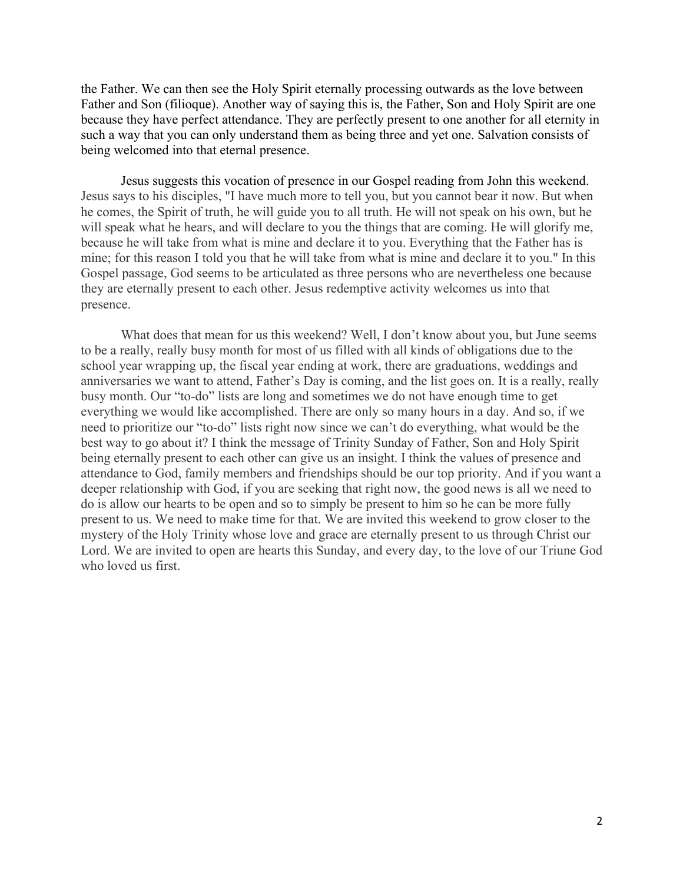the Father. We can then see the Holy Spirit eternally processing outwards as the love between Father and Son (filioque). Another way of saying this is, the Father, Son and Holy Spirit are one because they have perfect attendance. They are perfectly present to one another for all eternity in such a way that you can only understand them as being three and yet one. Salvation consists of being welcomed into that eternal presence.

Jesus suggests this vocation of presence in our Gospel reading from John this weekend. Jesus says to his disciples, "I have much more to tell you, but you cannot bear it now. But when he comes, the Spirit of truth, he will guide you to all truth. He will not speak on his own, but he will speak what he hears, and will declare to you the things that are coming. He will glorify me, because he will take from what is mine and declare it to you. Everything that the Father has is mine; for this reason I told you that he will take from what is mine and declare it to you." In this Gospel passage, God seems to be articulated as three persons who are nevertheless one because they are eternally present to each other. Jesus redemptive activity welcomes us into that presence.

What does that mean for us this weekend? Well, I don't know about you, but June seems to be a really, really busy month for most of us filled with all kinds of obligations due to the school year wrapping up, the fiscal year ending at work, there are graduations, weddings and anniversaries we want to attend, Father's Day is coming, and the list goes on. It is a really, really busy month. Our "to-do" lists are long and sometimes we do not have enough time to get everything we would like accomplished. There are only so many hours in a day. And so, if we need to prioritize our "to-do" lists right now since we can't do everything, what would be the best way to go about it? I think the message of Trinity Sunday of Father, Son and Holy Spirit being eternally present to each other can give us an insight. I think the values of presence and attendance to God, family members and friendships should be our top priority. And if you want a deeper relationship with God, if you are seeking that right now, the good news is all we need to do is allow our hearts to be open and so to simply be present to him so he can be more fully present to us. We need to make time for that. We are invited this weekend to grow closer to the mystery of the Holy Trinity whose love and grace are eternally present to us through Christ our Lord. We are invited to open are hearts this Sunday, and every day, to the love of our Triune God who loved us first.